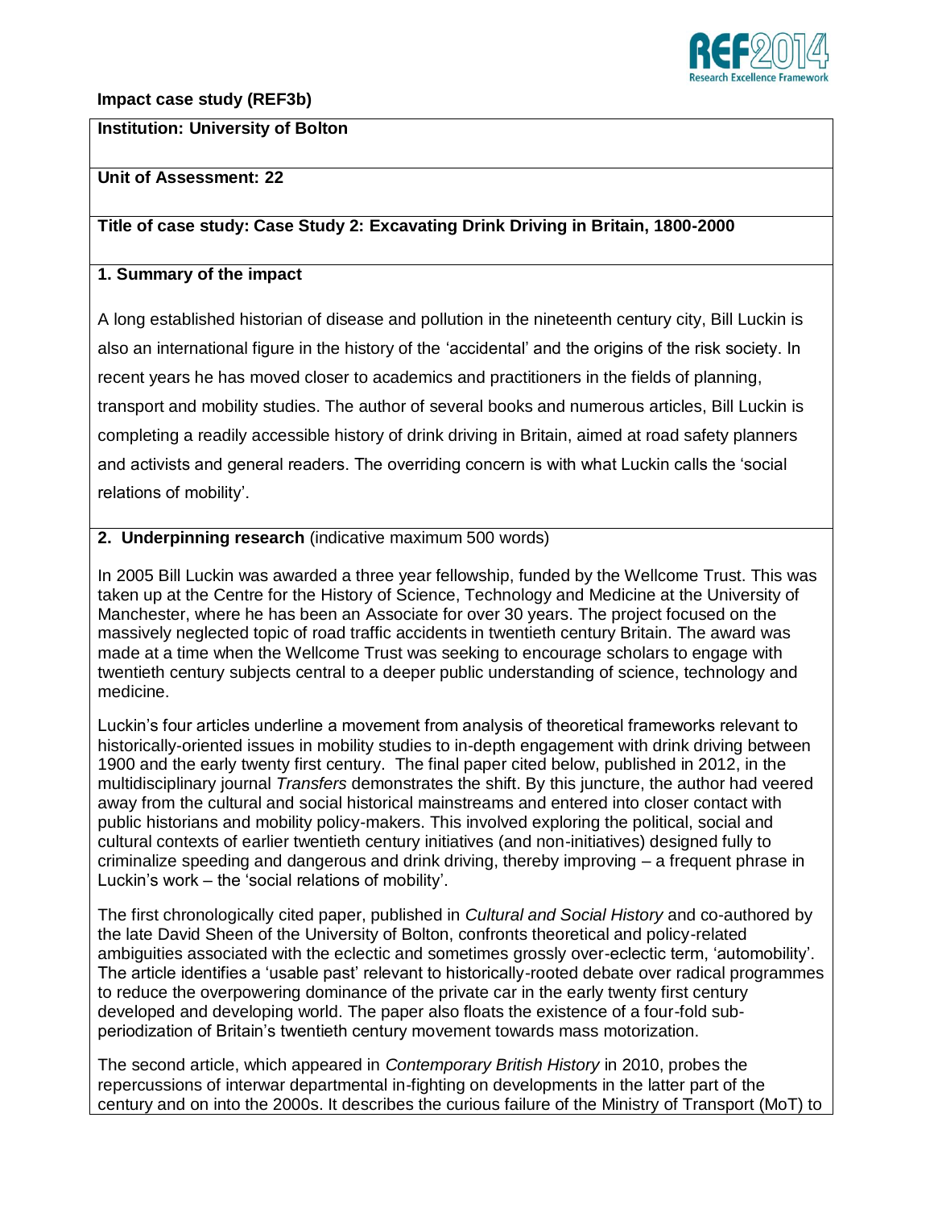**Impact case study (REF3b)**

**Institution: University of Bolton**

**Unit of Assessment: 22**

**Title of case study: Case Study 2: Excavating Drink Driving in Britain, 1800-2000**

## 1. Summary of the impact

A long established historian of disease and pollution in the nineteenth century city, Bill Luckin is also an international figure in the history of the 'accidental' and the origins of the risk society. In recent years he has moved closer to academics and practitioners in the fields of planning, transport and mobility studies. The author of several books and numerous articles, Bill Luckin is completing a readily accessible history of drink driving in Britain, aimed at road safety planners and activists and general readers. The overriding concern is with what Luckin calls the 'social relations of mobility'.

## 2. Underpinning research (indicative maximum 500 words)

In 2005 Bill Luckin was awarded a three year fellowship, funded by the Wellcome Trust. This was taken up at the Centre for the History of Science, Technology and Medicine at the University of Manchester, where he has been an Associate for over 30 years. The project focused on the massively neglected topic of road traffic accidents in twentieth century Britain. The award was made at a time when the Wellcome Trust was seeking to encourage scholars to engage with twentieth century subjects central to a deeper public understanding of science, technology and medicine.

Luckin's four articles underline a movement from analysis of theoretical frameworks relevant to historically-oriented issues in mobility studies to in-depth engagement with drink driving between 1900 and the early twenty first century. The final paper cited below, published in 2012, in the multidisciplinary journal *Transfers* demonstrates the shift. By this juncture, the author had veered away from the cultural and social historical mainstreams and entered into closer contact with public historians and mobility policy-makers. This involved exploring the political, social and cultural contexts of earlier twentieth century initiatives (and non-initiatives) designed fully to criminalize speeding and dangerous and drink driving, thereby improving – a frequent phrase in Luckin's work – the 'social relations of mobility'.

The first chronologically cited paper, published in *Cultural and Social History* and co-authored by the late David Sheen of the University of Bolton, confronts theoretical and policy-related ambiguities associated with the eclectic and sometimes grossly over-eclectic term, 'automobility'. The article identifies a 'usable past' relevant to historically-rooted debate over radical programmes to reduce the overpowering dominance of the private car in the early twenty first century developed and developing world. The paper also floats the existence of a four-fold sub-periodization of Britain's twentieth century movement towards mass motorization.

The second article, which appeared in *Contemporary British History* in 2010, probes the repercussions of interwar departmental in-fighting on developments in the latter part of the century and on into the 2000s. It describes the curious failure of the Ministry of Transport (MoT) to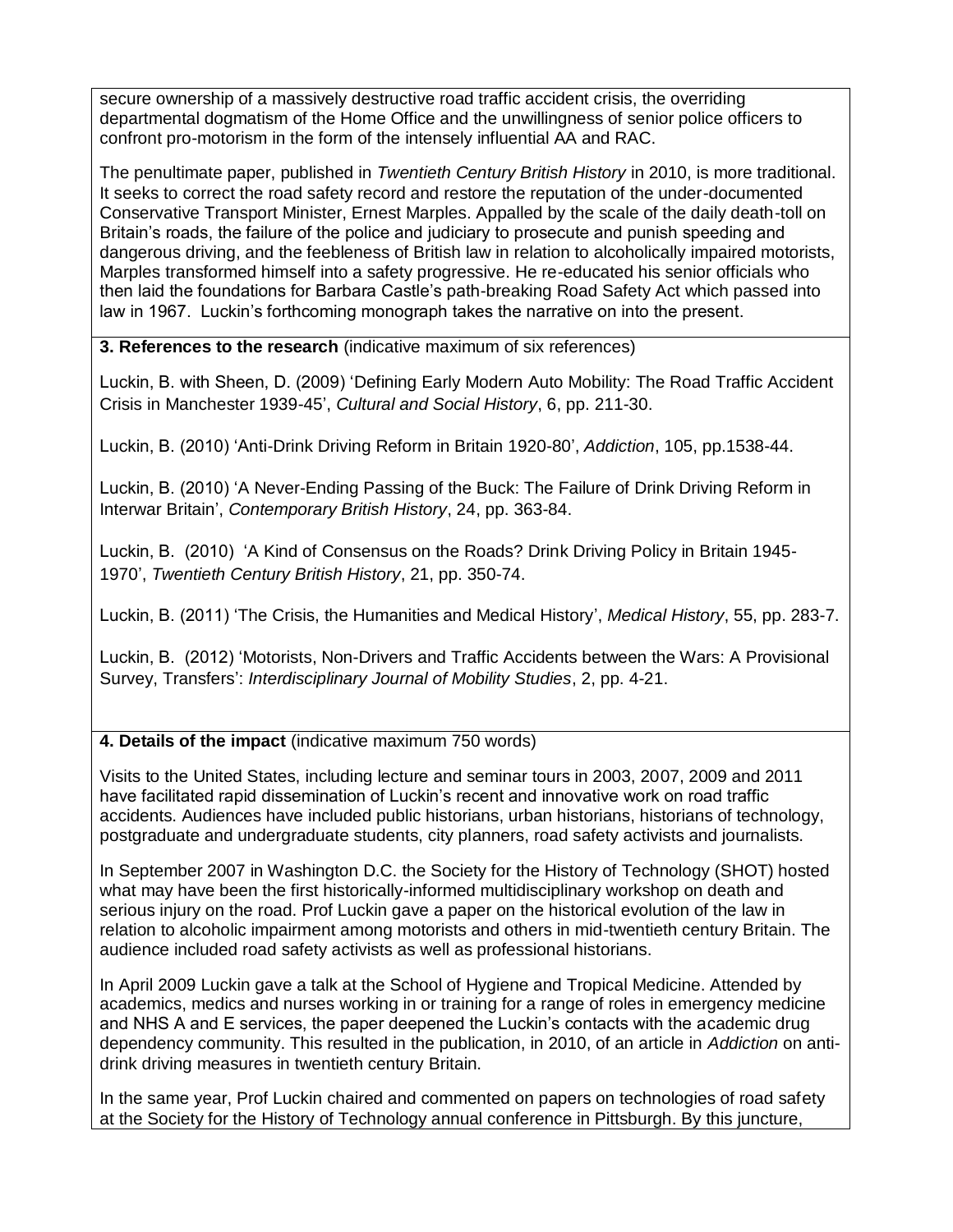secure ownership of a massively destructive road traffic accident crisis, the overriding departmental dogmatism of the Home Office and the unwillingness of senior police officers to confront pro-motorism in the form of the intensely influential AA and RAC.

The penultimate paper, published in *Twentieth Century British History* in 2010, is more traditional. It seeks to correct the road safety record and restore the reputation of the under-documented Conservative Transport Minister, Ernest Marples. Appalled by the scale of the daily death-toll on Britain's roads, the failure of the police and judiciary to prosecute and punish speeding and dangerous driving, and the feebleness of British law in relation to alcoholically impaired motorists, Marples transformed himself into a safety progressive. He re-educated his senior officials who then laid the foundations for Barbara Castle's path-breaking Road Safety Act which passed into law in 1967. Luckin's forthcoming monograph takes the narrative on into the present.

**3. References to the research** (indicative maximum of six references)

Luckin, B. with Sheen, D. (2009) 'Defining Early Modern Auto Mobility: The Road Traffic Accident Crisis in Manchester 1939-45', *Cultural and Social History*, 6, pp. 211-30.

Luckin, B. (2010) 'Anti-Drink Driving Reform in Britain 1920-80', *Addiction*, 105, pp.1538-44.

Luckin, B. (2010) 'A Never-Ending Passing of the Buck: The Failure of Drink Driving Reform in Interwar Britain', *Contemporary British History*, 24, pp. 363-84.

Luckin, B. (2010) 'A Kind of Consensus on the Roads? Drink Driving Policy in Britain 1945-1970', *Twentieth Century British History*, 21, pp. 350-74.

Luckin, B. (2011) 'The Crisis, the Humanities and Medical History', *Medical History*, 55, pp. 283-7.

Luckin, B. (2012) 'Motorists, Non-Drivers and Traffic Accidents between the Wars: A Provisional Survey, Transfers': *Interdisciplinary Journal of Mobility Studies*, 2, pp. 4-21.

**4. Details of the impact** (indicative maximum 750 words)

Visits to the United States, including lecture and seminar tours in 2003, 2007, 2009 and 2011 have facilitated rapid dissemination of Luckin's recent and innovative work on road traffic accidents. Audiences have included public historians, urban historians, historians of technology, postgraduate and undergraduate students, city planners, road safety activists and journalists.

In September 2007 in Washington D.C. the Society for the History of Technology (SHOT) hosted what may have been the first historically-informed multidisciplinary workshop on death and serious injury on the road. Prof Luckin gave a paper on the historical evolution of the law in relation to alcoholic impairment among motorists and others in mid-twentieth century Britain. The audience included road safety activists as well as professional historians.

In April 2009 Luckin gave a talk at the School of Hygiene and Tropical Medicine. Attended by academics, medics and nurses working in or training for a range of roles in emergency medicine and NHS A and E services, the paper deepened the Luckin's contacts with the academic drug dependency community. This resulted in the publication, in 2010, of an article in *Addiction* on anti-drink driving measures in twentieth century Britain.

In the same year, Prof Luckin chaired and commented on papers on technologies of road safety at the Society for the History of Technology annual conference in Pittsburgh. By this juncture,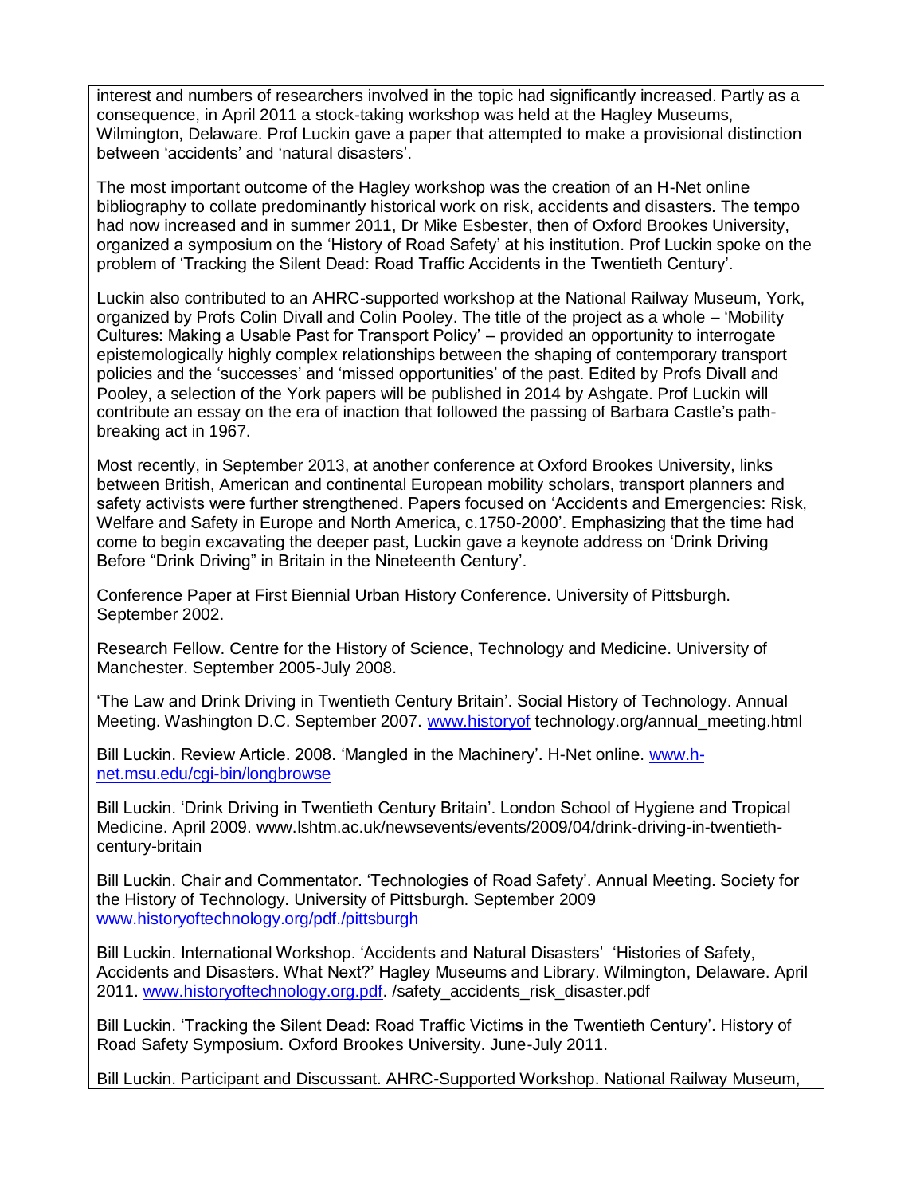interest and numbers of researchers involved in the topic had significantly increased. Partly as a consequence, in April 2011 a stock-taking workshop was held at the Hagley Museums, Wilmington, Delaware. Prof Luckin gave a paper that attempted to make a provisional distinction between 'accidents' and 'natural disasters'.

The most important outcome of the Hagley workshop was the creation of an H-Net online bibliography to collate predominantly historical work on risk, accidents and disasters. The tempo had now increased and in summer 2011, Dr Mike Esbester, then of Oxford Brookes University, organized a symposium on the 'History of Road Safety' at his institution. Prof Luckin spoke on the problem of 'Tracking the Silent Dead: Road Traffic Accidents in the Twentieth Century'.

Luckin also contributed to an AHRC-supported workshop at the National Railway Museum, York, organized by Profs Colin Divall and Colin Pooley. The title of the project as a whole – 'Mobility Cultures: Making a Usable Past for Transport Policy' – provided an opportunity to interrogate epistemologically highly complex relationships between the shaping of contemporary transport policies and the 'successes' and 'missed opportunities' of the past. Edited by Profs Divall and Pooley, a selection of the York papers will be published in 2014 by Ashgate. Prof Luckin will contribute an essay on the era of inaction that followed the passing of Barbara Castle's path-breaking act in 1967.

Most recently, in September 2013, at another conference at Oxford Brookes University, links between British, American and continental European mobility scholars, transport planners and safety activists were further strengthened. Papers focused on 'Accidents and Emergencies: Risk, Welfare and Safety in Europe and North America, c.1750-2000'. Emphasizing that the time had come to begin excavating the deeper past, Luckin gave a keynote address on 'Drink Driving Before "Drink Driving" in Britain in the Nineteenth Century'.

Conference Paper at First Biennial Urban History Conference. University of Pittsburgh. September 2002.

Research Fellow. Centre for the History of Science, Technology and Medicine. University of Manchester. September 2005-July 2008.

'The Law and Drink Driving in Twentieth Century Britain'. Social History of Technology. Annual Meeting. Washington D.C. September 2007. www.historyof technology.org/annual_meeting.html

Bill Luckin. Review Article. 2008. 'Mangled in the Machinery'. H-Net online. www.h-net.msu.edu/cgi-bin/longbrowse

Bill Luckin. 'Drink Driving in Twentieth Century Britain'. London School of Hygiene and Tropical Medicine. April 2009. www.lshtm.ac.uk/newsevents/events/2009/04/drink-driving-in-twentieth-century-britain

Bill Luckin. Chair and Commentator. 'Technologies of Road Safety'. Annual Meeting. Society for the History of Technology. University of Pittsburgh. September 2009 www.historyoftechnology.org/pdf./pittsburgh

Bill Luckin. International Workshop. 'Accidents and Natural Disasters' 'Histories of Safety, Accidents and Disasters. What Next?' Hagley Museums and Library. Wilmington, Delaware. April 2011. www.historyoftechnology.org.pdf. /safety_accidents_risk_disaster.pdf

Bill Luckin. 'Tracking the Silent Dead: Road Traffic Victims in the Twentieth Century'. History of Road Safety Symposium. Oxford Brookes University. June-July 2011.

Bill Luckin. Participant and Discussant. AHRC-Supported Workshop. National Railway Museum,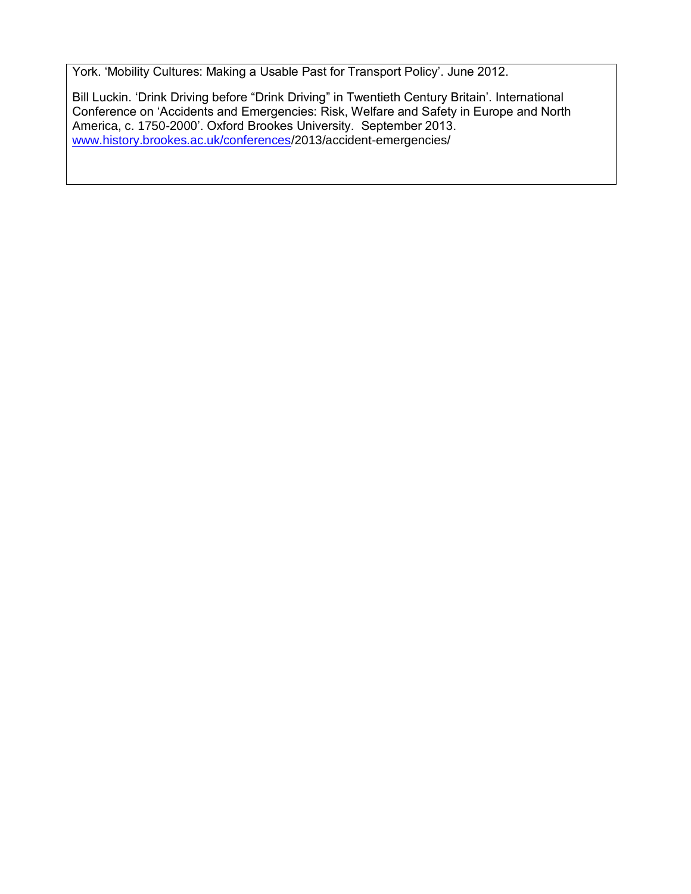York. ‘Mobility Cultures: Making a Usable Past for Transport Policy’. June 2012.

Bill Luckin. ‘Drink Driving before “Drink Driving” in Twentieth Century Britain’. International Conference on ‘Accidents and Emergencies: Risk, Welfare and Safety in Europe and North America, c. 1750-2000’. Oxford Brookes University. September 2013. www.history.brookes.ac.uk/conferences/2013/accident-emergencies/